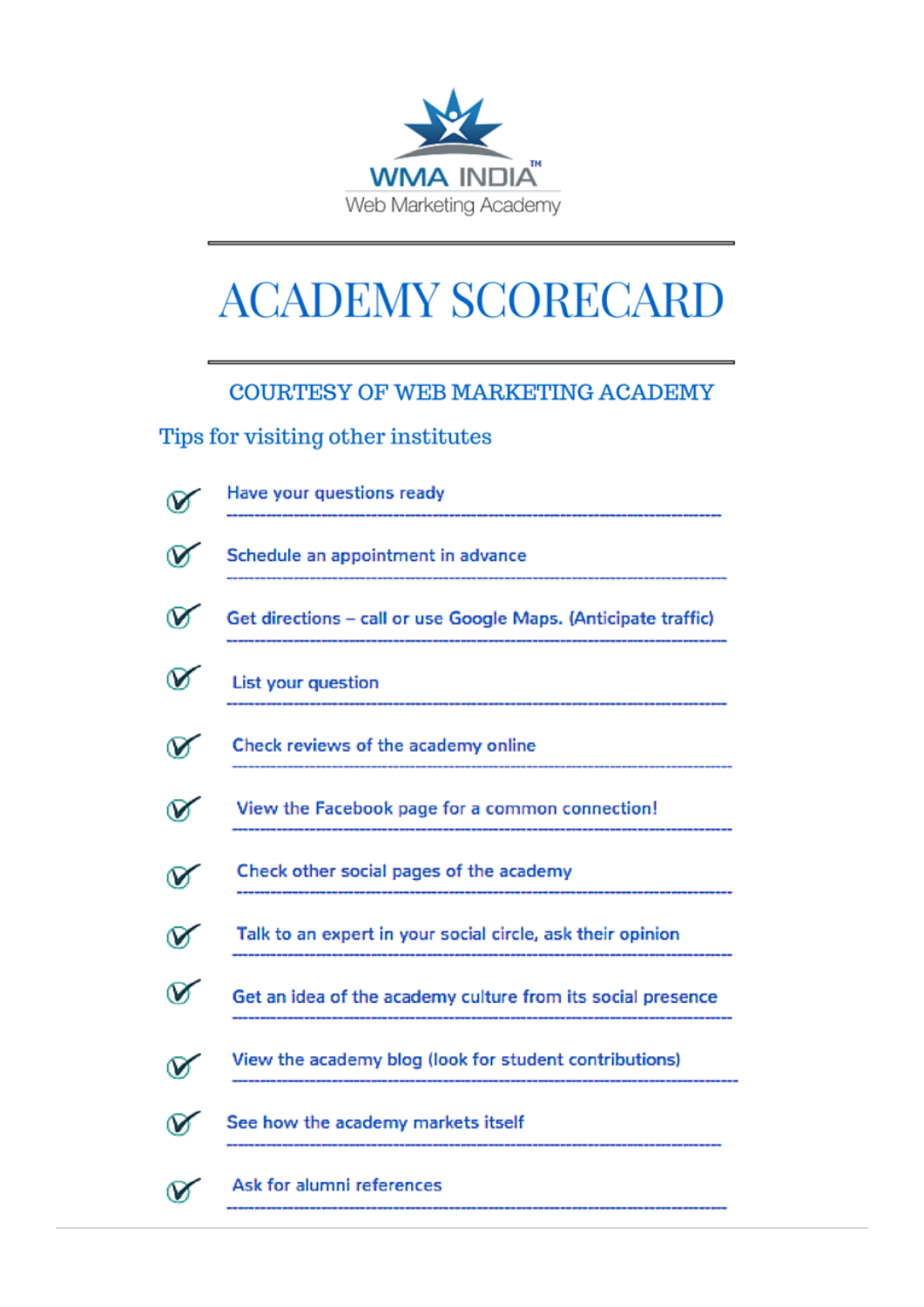WMA INDIA™

Web Marketing Academy

# ACADEMY SCORECARD

## COURTESY OF WEB MARKETING ACADEMY

### Tips for visiting other institutes

- ✓ Have your questions ready
- ✓ Schedule an appointment in advance
- ✓ Get directions – call or use Google Maps. (Anticipate traffic)
- ✓ List your question
- ✓ Check reviews of the academy online
- ✓ View the Facebook page for a common connection!
- ✓ Check other social pages of the academy
- ✓ Talk to an expert in your social circle, ask their opinion
- ✓ Get an idea of the academy culture from its social presence
- ✓ View the academy blog (look for student contributions)
- ✓ See how the academy markets itself
- ✓ Ask for alumni references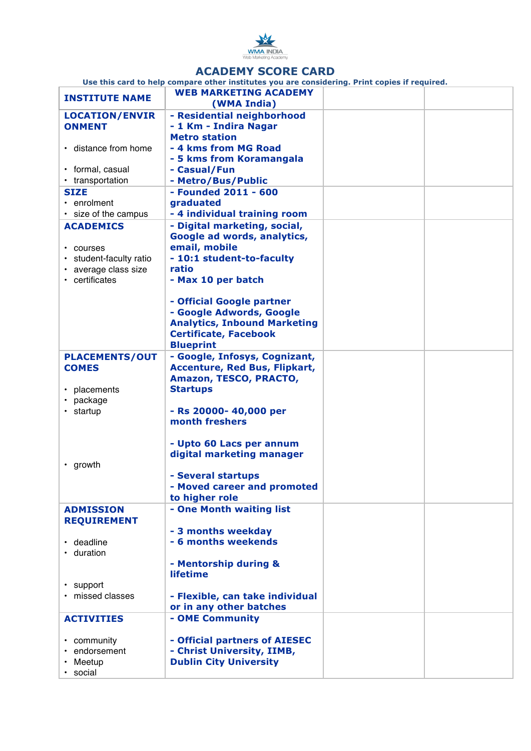WMA INDIA
Web Marketing Academy

# ACADEMY SCORE CARD

**Use this card to help compare other institutes you are considering. Print copies if required.**

| **INSTITUTE NAME** | **WEB MARKETING ACADEMY (WMA India)** | | |
|---|---|---|---|
| **LOCATION/ENVIRONMENT**<br>• distance from home<br>• formal, casual<br>• transportation | **- Residential neighborhood**<br>**- 1 Km - Indira Nagar Metro station**<br>**- 4 kms from MG Road**<br>**- 5 kms from Koramangala**<br>**- Casual/Fun**<br>**- Metro/Bus/Public** | | |
| **SIZE**<br>• enrolment<br>• size of the campus | **- Founded 2011 - 600 graduated**<br>**- 4 individual training room** | | |
| **ACADEMICS**<br>• courses<br>• student-faculty ratio<br>• average class size<br>• certificates | **- Digital marketing, social, Google ad words, analytics, email, mobile**<br>**- 10:1 student-to-faculty ratio**<br>**- Max 10 per batch**<br><br>**- Official Google partner**<br>**- Google Adwords, Google Analytics, Inbound Marketing Certificate, Facebook Blueprint** | | |
| **PLACEMENTS/OUTCOMES**<br>• placements<br>• package<br>• startup<br>• growth | **- Google, Infosys, Cognizant, Accenture, Red Bus, Flipkart, Amazon, TESCO, PRACTO, Startups**<br><br>**- Rs 20000- 40,000 per month freshers**<br><br>**- Upto 60 Lacs per annum digital marketing manager**<br><br>**- Several startups**<br>**- Moved career and promoted to higher role** | | |
| **ADMISSION REQUIREMENT**<br>• deadline<br>• duration<br>• support<br>• missed classes | **- One Month waiting list**<br><br>**- 3 months weekday**<br>**- 6 months weekends**<br><br>**- Mentorship during & lifetime**<br><br>**- Flexible, can take individual or in any other batches** | | |
| **ACTIVITIES**<br>• community<br>• endorsement<br>• Meetup<br>• social | **- OME Community**<br><br>**- Official partners of AIESEC**<br>**- Christ University, IIMB, Dublin City University** | | |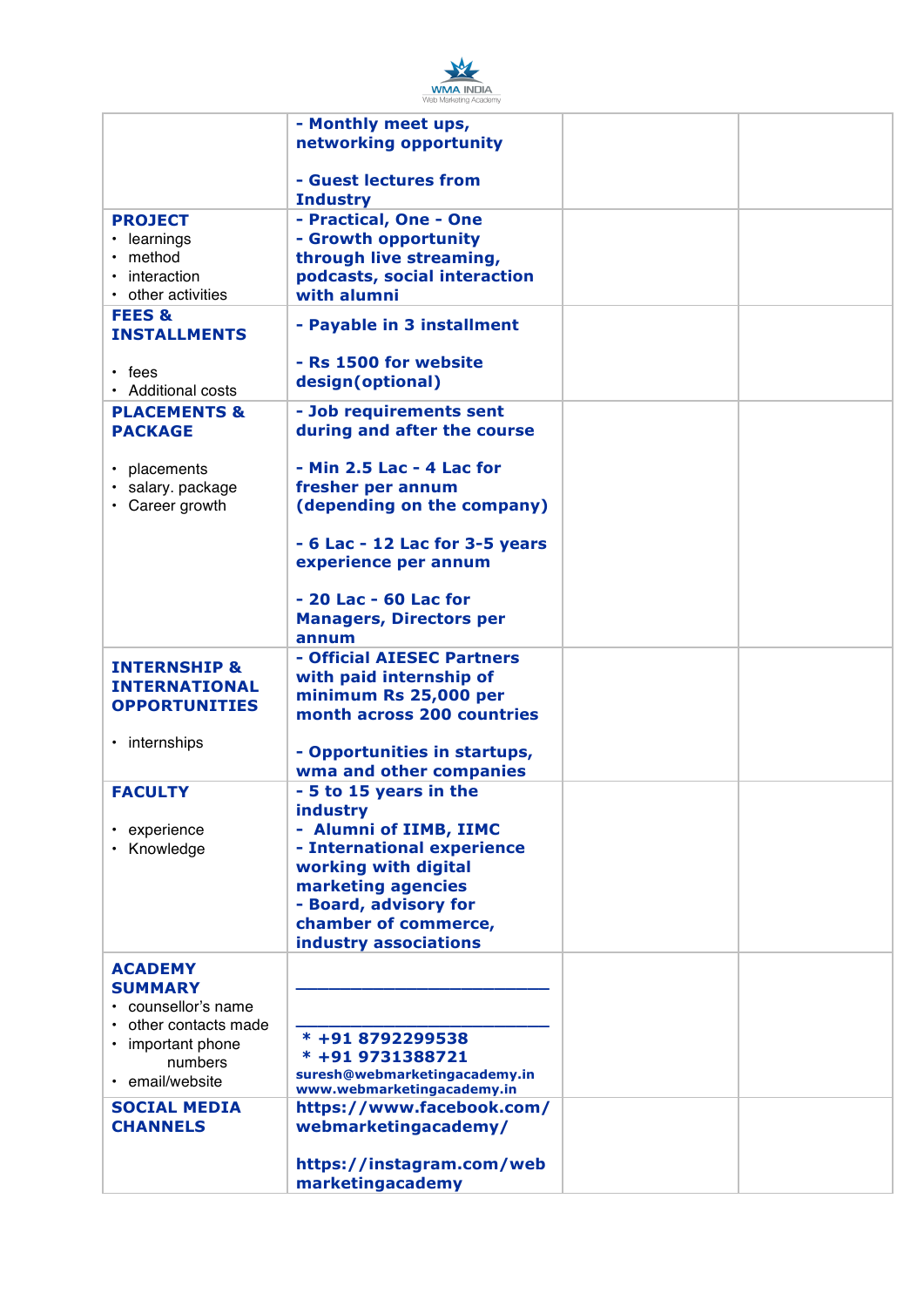| | | | |
|---|---|---|---|
| | **- Monthly meet ups, networking opportunity**<br><br>**- Guest lectures from Industry** | | |
| **PROJECT**<br>• learnings<br>• method<br>• interaction<br>• other activities | **- Practical, One - One**<br>**- Growth opportunity through live streaming, podcasts, social interaction with alumni** | | |
| **FEES & INSTALLMENTS**<br><br>• fees<br>• Additional costs | **- Payable in 3 installment**<br><br>**- Rs 1500 for website design(optional)** | | |
| **PLACEMENTS & PACKAGE**<br><br>• placements<br>• salary. package<br>• Career growth | **- Job requirements sent during and after the course**<br><br>**- Min 2.5 Lac - 4 Lac for fresher per annum (depending on the company)**<br><br>**- 6 Lac - 12 Lac for 3-5 years experience per annum**<br><br>**- 20 Lac - 60 Lac for Managers, Directors per annum** | | |
| **INTERNSHIP & INTERNATIONAL OPPORTUNITIES**<br><br>• internships | **- Official AIESEC Partners with paid internship of minimum Rs 25,000 per month across 200 countries**<br><br>**- Opportunities in startups, wma and other companies** | | |
| **FACULTY**<br><br>• experience<br>• Knowledge | **- 5 to 15 years in the industry**<br>**- Alumni of IIMB, IIMC**<br>**- International experience working with digital marketing agencies**<br>**- Board, advisory for chamber of commerce, industry associations** | | |
| **ACADEMY SUMMARY**<br>• counsellor's name<br>• other contacts made<br>• important phone numbers<br>• email/website | ________________________<br><br>________________________<br>**\* +91 8792299538**<br>**\* +91 9731388721**<br>**suresh@webmarketingacademy.in**<br>**www.webmarketingacademy.in** | | |
| **SOCIAL MEDIA CHANNELS** | **https://www.facebook.com/webmarketingacademy/**<br><br>**https://instagram.com/webmarketingacademy** | | |